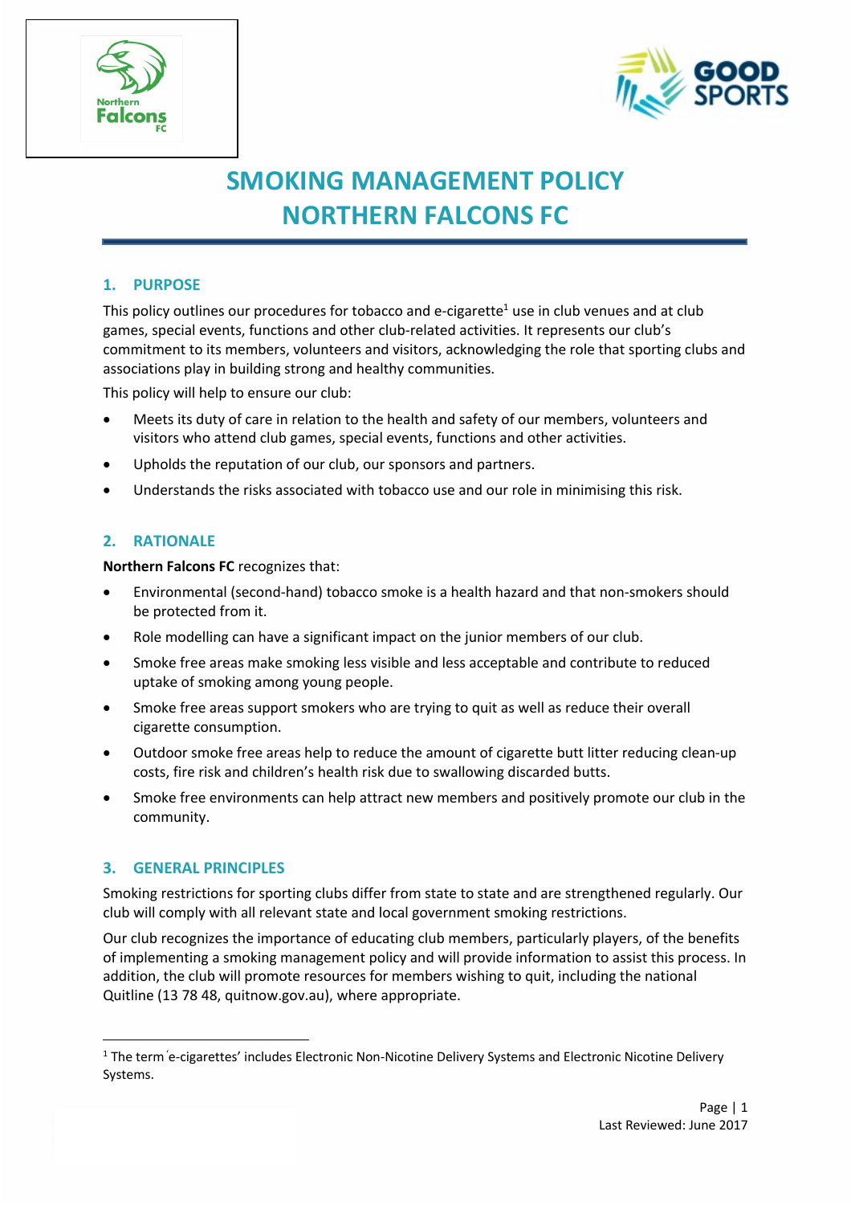# SMOKING MANAGEMENT POLICY
# NORTHERN FALCONS FC

## 1. PURPOSE

This policy outlines our procedures for tobacco and e-cigarette[1] use in club venues and at club games, special events, functions and other club-related activities. It represents our club's commitment to its members, volunteers and visitors, acknowledging the role that sporting clubs and associations play in building strong and healthy communities.

This policy will help to ensure our club:

- Meets its duty of care in relation to the health and safety of our members, volunteers and visitors who attend club games, special events, functions and other activities.
- Upholds the reputation of our club, our sponsors and partners.
- Understands the risks associated with tobacco use and our role in minimising this risk.

## 2. RATIONALE

**Northern Falcons FC** recognizes that:

- Environmental (second-hand) tobacco smoke is a health hazard and that non-smokers should be protected from it.
- Role modelling can have a significant impact on the junior members of our club.
- Smoke free areas make smoking less visible and less acceptable and contribute to reduced uptake of smoking among young people.
- Smoke free areas support smokers who are trying to quit as well as reduce their overall cigarette consumption.
- Outdoor smoke free areas help to reduce the amount of cigarette butt litter reducing clean-up costs, fire risk and children's health risk due to swallowing discarded butts.
- Smoke free environments can help attract new members and positively promote our club in the community.

## 3. GENERAL PRINCIPLES

Smoking restrictions for sporting clubs differ from state to state and are strengthened regularly. Our club will comply with all relevant state and local government smoking restrictions.

Our club recognizes the importance of educating club members, particularly players, of the benefits of implementing a smoking management policy and will provide information to assist this process. In addition, the club will promote resources for members wishing to quit, including the national Quitline (13 78 48, quitnow.gov.au), where appropriate.

---

[1] The term 'e-cigarettes' includes Electronic Non-Nicotine Delivery Systems and Electronic Nicotine Delivery Systems.

Last Reviewed: June 2017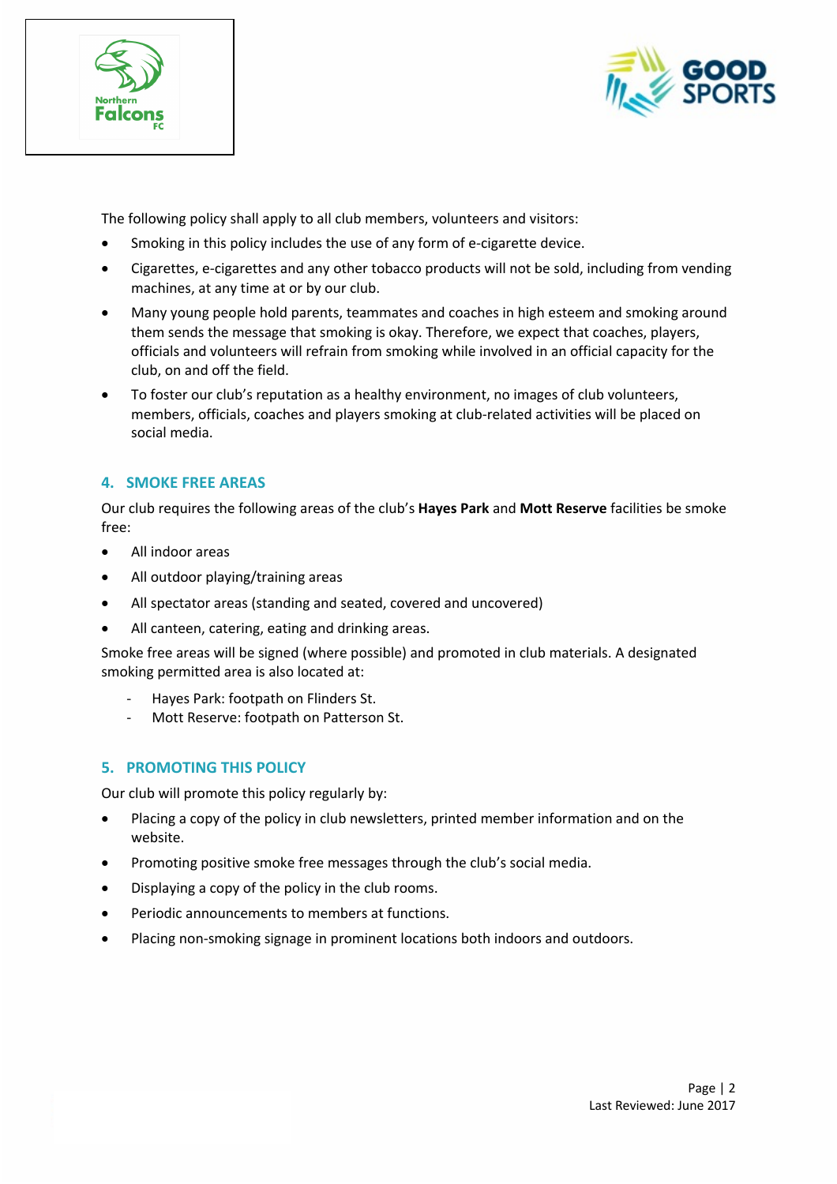The following policy shall apply to all club members, volunteers and visitors:

- Smoking in this policy includes the use of any form of e-cigarette device.
- Cigarettes, e-cigarettes and any other tobacco products will not be sold, including from vending machines, at any time at or by our club.
- Many young people hold parents, teammates and coaches in high esteem and smoking around them sends the message that smoking is okay. Therefore, we expect that coaches, players, officials and volunteers will refrain from smoking while involved in an official capacity for the club, on and off the field.
- To foster our club's reputation as a healthy environment, no images of club volunteers, members, officials, coaches and players smoking at club-related activities will be placed on social media.

## 4. SMOKE FREE AREAS

Our club requires the following areas of the club's **Hayes Park** and **Mott Reserve** facilities be smoke free:

- All indoor areas
- All outdoor playing/training areas
- All spectator areas (standing and seated, covered and uncovered)
- All canteen, catering, eating and drinking areas.

Smoke free areas will be signed (where possible) and promoted in club materials. A designated smoking permitted area is also located at:

- Hayes Park: footpath on Flinders St.
- Mott Reserve: footpath on Patterson St.

## 5. PROMOTING THIS POLICY

Our club will promote this policy regularly by:

- Placing a copy of the policy in club newsletters, printed member information and on the website.
- Promoting positive smoke free messages through the club's social media.
- Displaying a copy of the policy in the club rooms.
- Periodic announcements to members at functions.
- Placing non-smoking signage in prominent locations both indoors and outdoors.

Last Reviewed: June 2017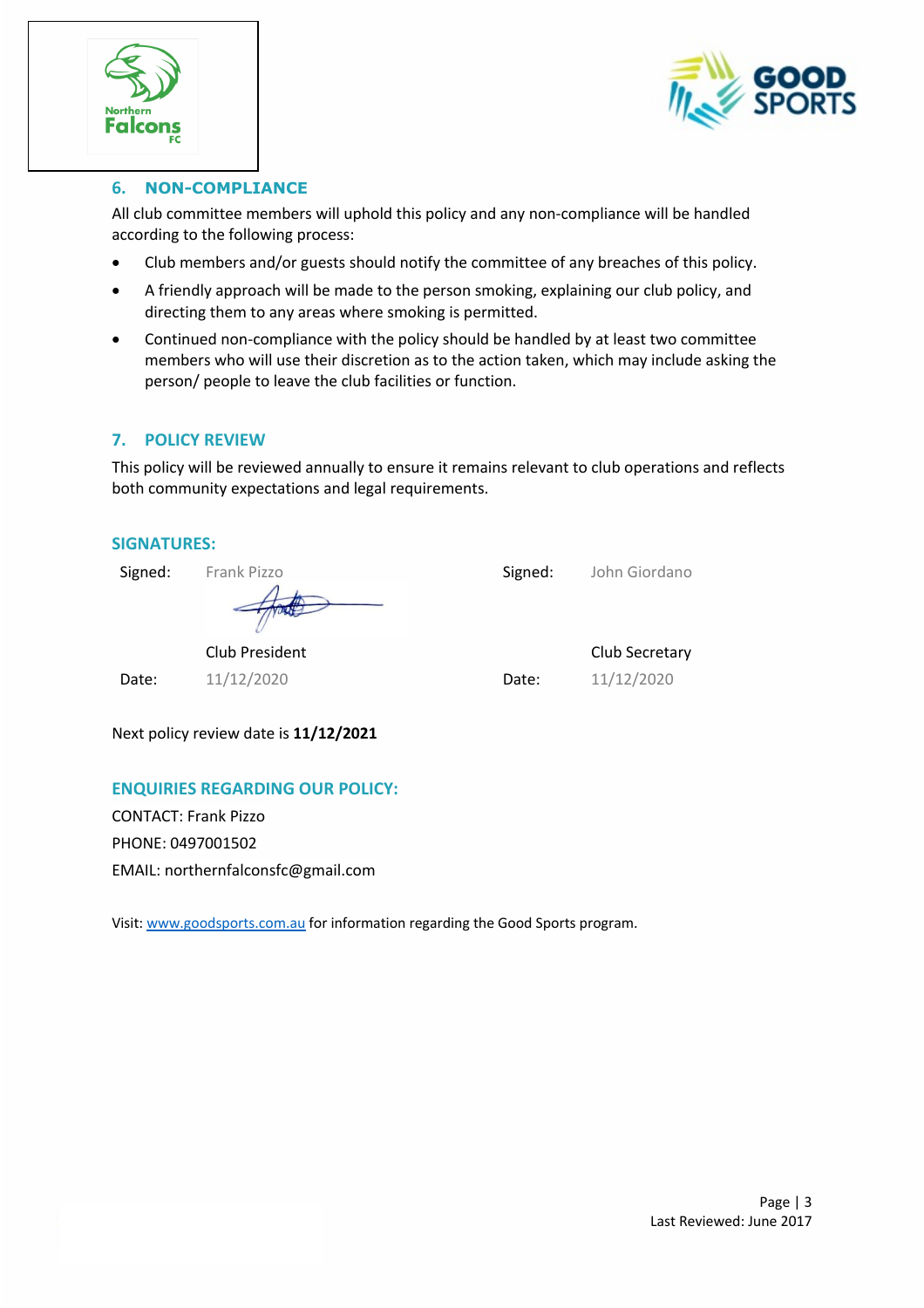## 6. NON-COMPLIANCE

All club committee members will uphold this policy and any non-compliance will be handled according to the following process:

- Club members and/or guests should notify the committee of any breaches of this policy.
- A friendly approach will be made to the person smoking, explaining our club policy, and directing them to any areas where smoking is permitted.
- Continued non-compliance with the policy should be handled by at least two committee members who will use their discretion as to the action taken, which may include asking the person/ people to leave the club facilities or function.

## 7. POLICY REVIEW

This policy will be reviewed annually to ensure it remains relevant to club operations and reflects both community expectations and legal requirements.

### SIGNATURES:

| | | | |
|---|---|---|---|
| Signed: | Frank Pizzo | Signed: | John Giordano |
| | Club President | | Club Secretary |
| Date: | 11/12/2020 | Date: | 11/12/2020 |

Next policy review date is **11/12/2021**

### ENQUIRIES REGARDING OUR POLICY:

CONTACT: Frank Pizzo

PHONE: 0497001502

EMAIL: northernfalconsfc@gmail.com

Visit: www.goodsports.com.au for information regarding the Good Sports program.

Last Reviewed: June 2017